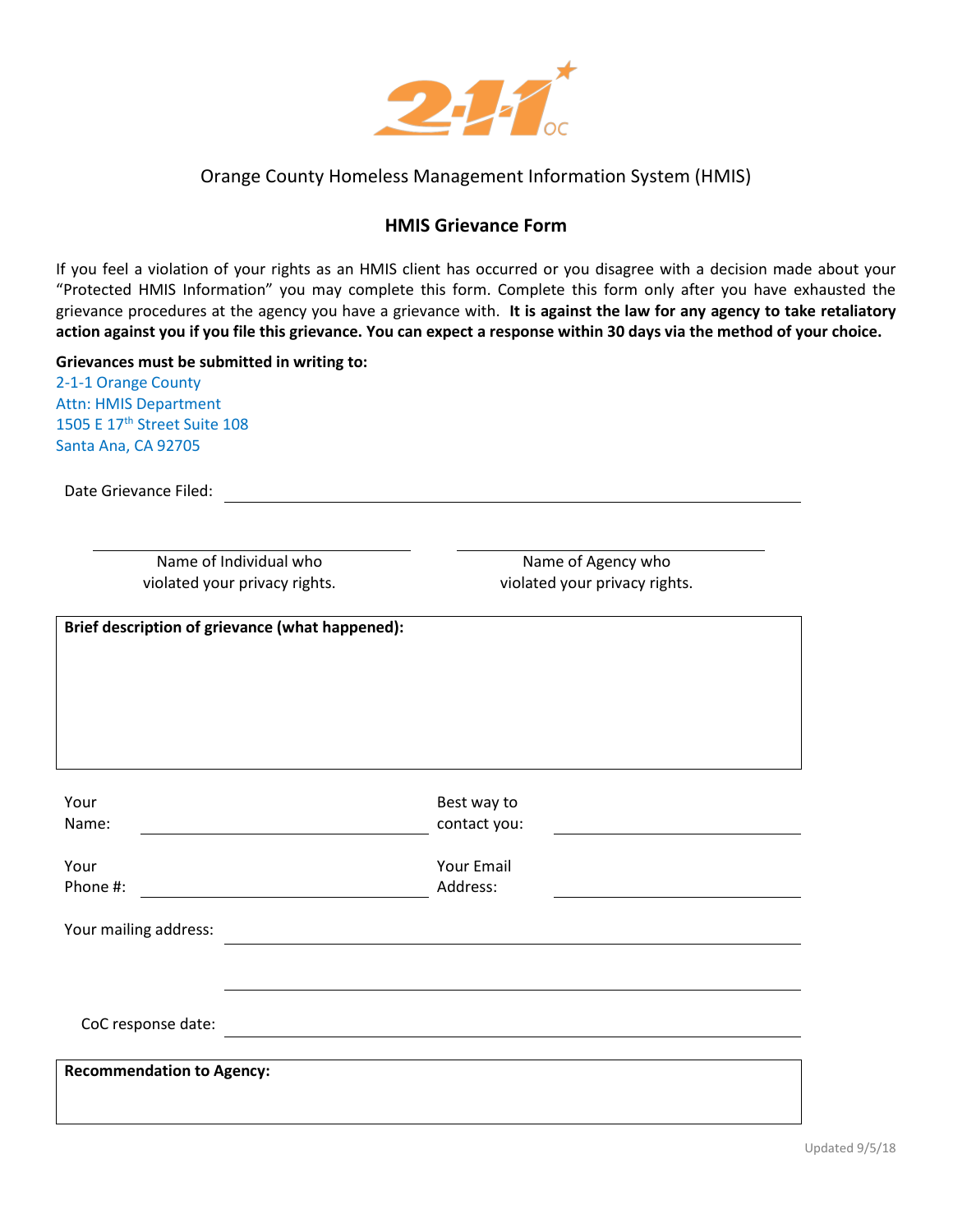Orange County Homeless Management Information System (HMIS)

## HMIS Grievance Form

If you feel a violation of your rights as an HMIS client has occurred or you disagree with a decision made about your "Protected HMIS Information" you may complete this form. Complete this form only after you have exhausted the grievance procedures at the agency you have a grievance with. **It is against the law for any agency to take retaliatory action against you if you file this grievance. You can expect a response within 30 days via the method of your choice.**

**Grievances must be submitted in writing to:**
2-1-1 Orange County
Attn: HMIS Department
1505 E 17th Street Suite 108
Santa Ana, CA 92705

Date Grievance Filed: ______________________________

______________________________ ______________________________
Name of Individual who violated your privacy rights. Name of Agency who violated your privacy rights.

**Brief description of grievance (what happened):**

Your Name: ______________________________ Best way to contact you: ______________________________

Your Phone #: ______________________________ Your Email Address: ______________________________

Your mailing address: ______________________________

______________________________

CoC response date: ______________________________

**Recommendation to Agency:**

Updated 9/5/18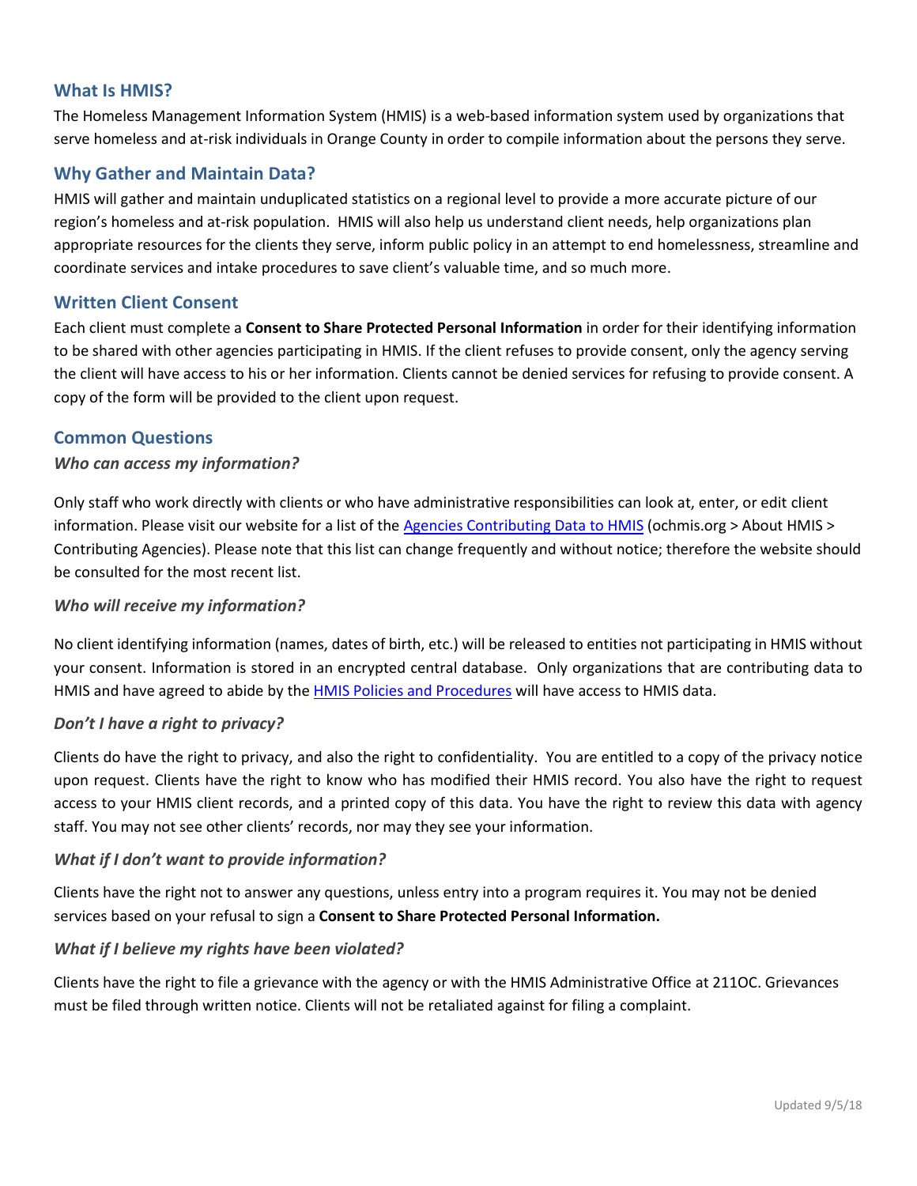## What Is HMIS?

The Homeless Management Information System (HMIS) is a web-based information system used by organizations that serve homeless and at-risk individuals in Orange County in order to compile information about the persons they serve.

## Why Gather and Maintain Data?

HMIS will gather and maintain unduplicated statistics on a regional level to provide a more accurate picture of our region's homeless and at-risk population. HMIS will also help us understand client needs, help organizations plan appropriate resources for the clients they serve, inform public policy in an attempt to end homelessness, streamline and coordinate services and intake procedures to save client's valuable time, and so much more.

## Written Client Consent

Each client must complete a **Consent to Share Protected Personal Information** in order for their identifying information to be shared with other agencies participating in HMIS. If the client refuses to provide consent, only the agency serving the client will have access to his or her information. Clients cannot be denied services for refusing to provide consent. A copy of the form will be provided to the client upon request.

## Common Questions

### *Who can access my information?*

Only staff who work directly with clients or who have administrative responsibilities can look at, enter, or edit client information. Please visit our website for a list of the Agencies Contributing Data to HMIS (ochmis.org > About HMIS > Contributing Agencies). Please note that this list can change frequently and without notice; therefore the website should be consulted for the most recent list.

### *Who will receive my information?*

No client identifying information (names, dates of birth, etc.) will be released to entities not participating in HMIS without your consent. Information is stored in an encrypted central database. Only organizations that are contributing data to HMIS and have agreed to abide by the HMIS Policies and Procedures will have access to HMIS data.

### *Don't I have a right to privacy?*

Clients do have the right to privacy, and also the right to confidentiality. You are entitled to a copy of the privacy notice upon request. Clients have the right to know who has modified their HMIS record. You also have the right to request access to your HMIS client records, and a printed copy of this data. You have the right to review this data with agency staff. You may not see other clients' records, nor may they see your information.

### *What if I don't want to provide information?*

Clients have the right not to answer any questions, unless entry into a program requires it. You may not be denied services based on your refusal to sign a **Consent to Share Protected Personal Information.**

### *What if I believe my rights have been violated?*

Clients have the right to file a grievance with the agency or with the HMIS Administrative Office at 211OC. Grievances must be filed through written notice. Clients will not be retaliated against for filing a complaint.

Updated 9/5/18